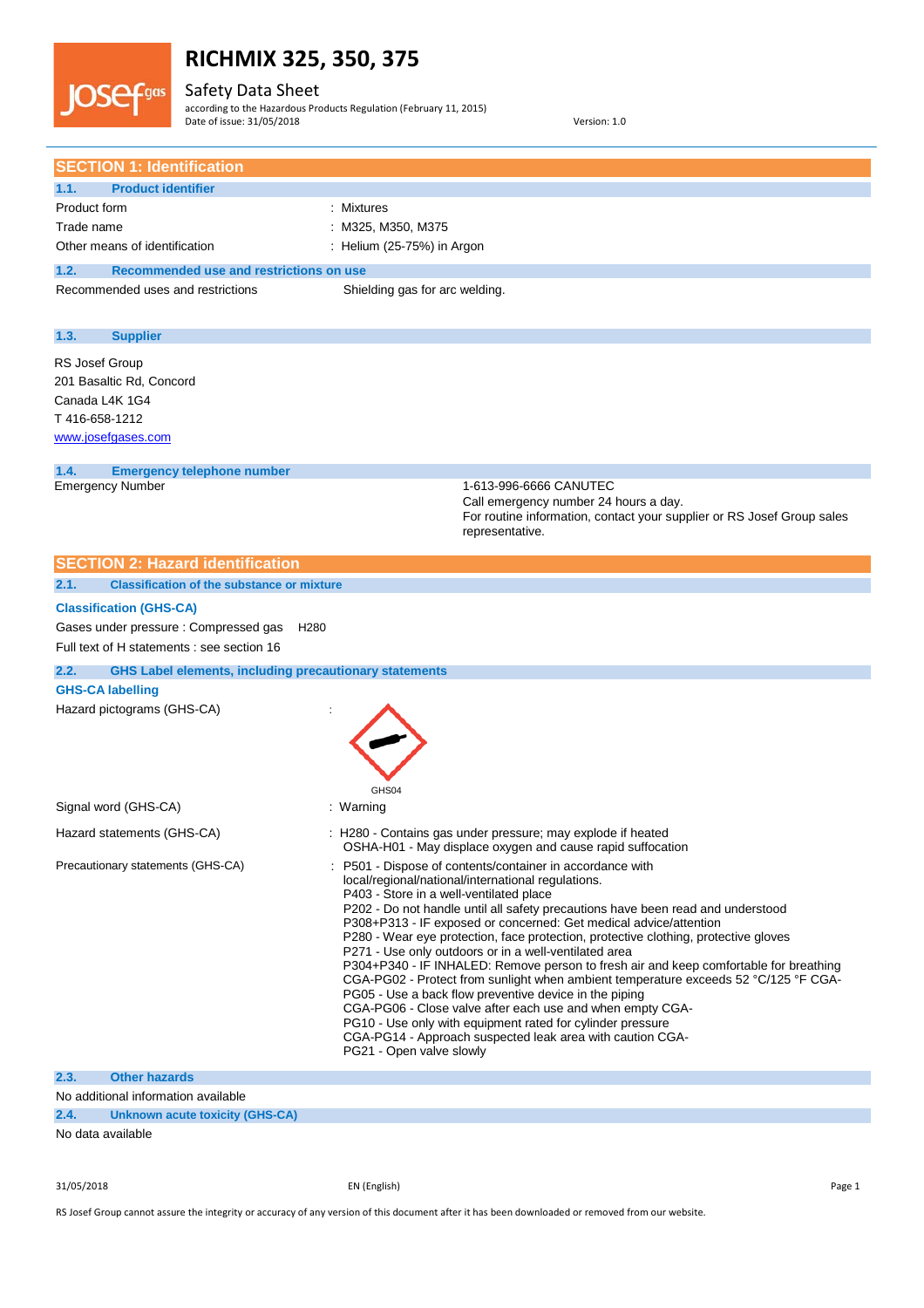# RICHMIX 325, 350, 375

Safety Data Sheet

according to the Hazardous Products Regulation (February 11, 2015)

Date of issue: 31/05/2018 Version: 1.0

## SECTION 1: Identification

### 1.1. Product identifier

| | |
|---|---|
| Product form | : Mixtures |
| Trade name | : M325, M350, M375 |
| Other means of identification | : Helium (25-75%) in Argon |

### 1.2. Recommended use and restrictions on use

| | |
|---|---|
| Recommended uses and restrictions | Shielding gas for arc welding. |

### 1.3. Supplier

RS Josef Group
201 Basaltic Rd, Concord
Canada L4K 1G4
T 416-658-1212
www.josefgases.com

### 1.4. Emergency telephone number

| | |
|---|---|
| Emergency Number | 1-613-996-6666 CANUTEC<br>Call emergency number 24 hours a day.<br>For routine information, contact your supplier or RS Josef Group sales representative. |

## SECTION 2: Hazard identification

### 2.1. Classification of the substance or mixture

**Classification (GHS-CA)**

Gases under pressure : Compressed gas H280

Full text of H statements : see section 16

### 2.2. GHS Label elements, including precautionary statements

**GHS-CA labelling**

Hazard pictograms (GHS-CA) :

GHS04

Signal word (GHS-CA) : Warning

Hazard statements (GHS-CA) : H280 - Contains gas under pressure; may explode if heated
OSHA-H01 - May displace oxygen and cause rapid suffocation

Precautionary statements (GHS-CA) : P501 - Dispose of contents/container in accordance with local/regional/national/international regulations.
P403 - Store in a well-ventilated place
P202 - Do not handle until all safety precautions have been read and understood
P308+P313 - IF exposed or concerned: Get medical advice/attention
P280 - Wear eye protection, face protection, protective clothing, protective gloves
P271 - Use only outdoors or in a well-ventilated area
P304+P340 - IF INHALED: Remove person to fresh air and keep comfortable for breathing
CGA-PG02 - Protect from sunlight when ambient temperature exceeds 52 °C/125 °F CGA-PG05 - Use a back flow preventive device in the piping
CGA-PG06 - Close valve after each use and when empty CGA-PG10 - Use only with equipment rated for cylinder pressure
CGA-PG14 - Approach suspected leak area with caution CGA-PG21 - Open valve slowly

### 2.3. Other hazards

No additional information available

### 2.4. Unknown acute toxicity (GHS-CA)

No data available

RS Josef Group cannot assure the integrity or accuracy of any version of this document after it has been downloaded or removed from our website.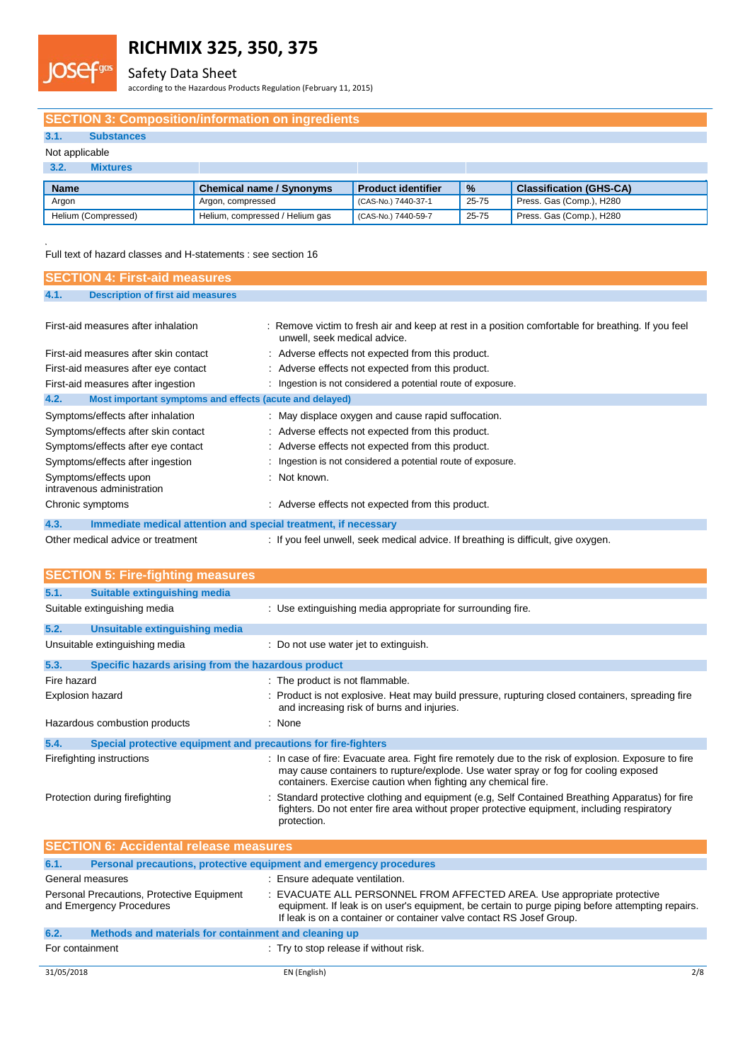## SECTION 3: Composition/information on ingredients

### 3.1. Substances

Not applicable

### 3.2. Mixtures

| Name | Chemical name / Synonyms | Product identifier | % | Classification (GHS-CA) |
|---|---|---|---|---|
| Argon | Argon, compressed | (CAS-No.) 7440-37-1 | 25-75 | Press. Gas (Comp.), H280 |
| Helium (Compressed) | Helium, compressed / Helium gas | (CAS-No.) 7440-59-7 | 25-75 | Press. Gas (Comp.), H280 |

Full text of hazard classes and H-statements : see section 16

## SECTION 4: First-aid measures

### 4.1. Description of first aid measures

First-aid measures after inhalation : Remove victim to fresh air and keep at rest in a position comfortable for breathing. If you feel unwell, seek medical advice.

First-aid measures after skin contact : Adverse effects not expected from this product.

First-aid measures after eye contact : Adverse effects not expected from this product.

First-aid measures after ingestion : Ingestion is not considered a potential route of exposure.

### 4.2. Most important symptoms and effects (acute and delayed)

Symptoms/effects after inhalation : May displace oxygen and cause rapid suffocation.

Symptoms/effects after skin contact : Adverse effects not expected from this product.

Symptoms/effects after eye contact : Adverse effects not expected from this product.

Symptoms/effects after ingestion : Ingestion is not considered a potential route of exposure.

Symptoms/effects upon intravenous administration : Not known.

Chronic symptoms : Adverse effects not expected from this product.

### 4.3. Immediate medical attention and special treatment, if necessary

Other medical advice or treatment : If you feel unwell, seek medical advice. If breathing is difficult, give oxygen.

## SECTION 5: Fire-fighting measures

### 5.1. Suitable extinguishing media

Suitable extinguishing media : Use extinguishing media appropriate for surrounding fire.

### 5.2. Unsuitable extinguishing media

Unsuitable extinguishing media : Do not use water jet to extinguish.

### 5.3. Specific hazards arising from the hazardous product

Fire hazard : The product is not flammable.

Explosion hazard : Product is not explosive. Heat may build pressure, rupturing closed containers, spreading fire and increasing risk of burns and injuries.

Hazardous combustion products : None

### 5.4. Special protective equipment and precautions for fire-fighters

Firefighting instructions : In case of fire: Evacuate area. Fight fire remotely due to the risk of explosion. Exposure to fire may cause containers to rupture/explode. Use water spray or fog for cooling exposed containers. Exercise caution when fighting any chemical fire.

Protection during firefighting : Standard protective clothing and equipment (e.g, Self Contained Breathing Apparatus) for fire fighters. Do not enter fire area without proper protective equipment, including respiratory protection.

## SECTION 6: Accidental release measures

### 6.1. Personal precautions, protective equipment and emergency procedures

General measures : Ensure adequate ventilation.

Personal Precautions, Protective Equipment and Emergency Procedures : EVACUATE ALL PERSONNEL FROM AFFECTED AREA. Use appropriate protective equipment. If leak is on user's equipment, be certain to purge piping before attempting repairs. If leak is on a container or container valve contact RS Josef Group.

### 6.2. Methods and materials for containment and cleaning up

For containment : Try to stop release if without risk.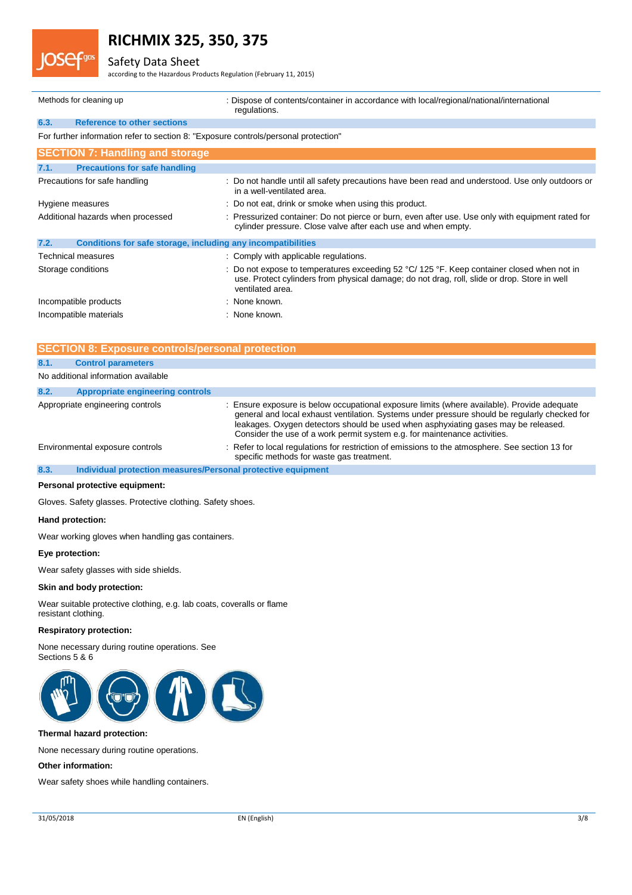| | |
|---|---|
| Methods for cleaning up | : Dispose of contents/container in accordance with local/regional/national/international regulations. |

### 6.3. Reference to other sections

For further information refer to section 8: "Exposure controls/personal protection"

## SECTION 7: Handling and storage

### 7.1. Precautions for safe handling

| | |
|---|---|
| Precautions for safe handling | : Do not handle until all safety precautions have been read and understood. Use only outdoors or in a well-ventilated area. |
| Hygiene measures | : Do not eat, drink or smoke when using this product. |
| Additional hazards when processed | : Pressurized container: Do not pierce or burn, even after use. Use only with equipment rated for cylinder pressure. Close valve after each use and when empty. |

### 7.2. Conditions for safe storage, including any incompatibilities

| | |
|---|---|
| Technical measures | : Comply with applicable regulations. |
| Storage conditions | : Do not expose to temperatures exceeding 52 °C/ 125 °F. Keep container closed when not in use. Protect cylinders from physical damage; do not drag, roll, slide or drop. Store in well ventilated area. |
| Incompatible products | : None known. |
| Incompatible materials | : None known. |

## SECTION 8: Exposure controls/personal protection

### 8.1. Control parameters

No additional information available

### 8.2. Appropriate engineering controls

| | |
|---|---|
| Appropriate engineering controls | : Ensure exposure is below occupational exposure limits (where available). Provide adequate general and local exhaust ventilation. Systems under pressure should be regularly checked for leakages. Oxygen detectors should be used when asphyxiating gases may be released. Consider the use of a work permit system e.g. for maintenance activities. |
| Environmental exposure controls | : Refer to local regulations for restriction of emissions to the atmosphere. See section 13 for specific methods for waste gas treatment. |

### 8.3. Individual protection measures/Personal protective equipment

**Personal protective equipment:**

Gloves. Safety glasses. Protective clothing. Safety shoes.

**Hand protection:**

Wear working gloves when handling gas containers.

**Eye protection:**

Wear safety glasses with side shields.

**Skin and body protection:**

Wear suitable protective clothing, e.g. lab coats, coveralls or flame resistant clothing.

**Respiratory protection:**

None necessary during routine operations. See Sections 5 & 6

**Thermal hazard protection:**

None necessary during routine operations.

**Other information:**

Wear safety shoes while handling containers.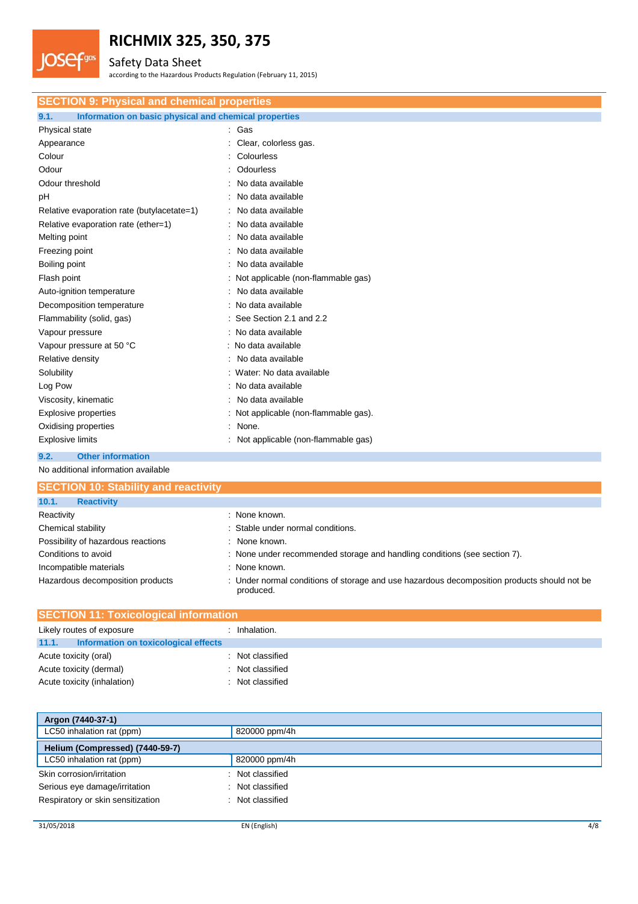## SECTION 9: Physical and chemical properties

### 9.1. Information on basic physical and chemical properties

| | |
|---|---|
| Physical state | : Gas |
| Appearance | : Clear, colorless gas. |
| Colour | : Colourless |
| Odour | : Odourless |
| Odour threshold | : No data available |
| pH | : No data available |
| Relative evaporation rate (butylacetate=1) | : No data available |
| Relative evaporation rate (ether=1) | : No data available |
| Melting point | : No data available |
| Freezing point | : No data available |
| Boiling point | : No data available |
| Flash point | : Not applicable (non-flammable gas) |
| Auto-ignition temperature | : No data available |
| Decomposition temperature | : No data available |
| Flammability (solid, gas) | : See Section 2.1 and 2.2 |
| Vapour pressure | : No data available |
| Vapour pressure at 50 °C | : No data available |
| Relative density | : No data available |
| Solubility | : Water: No data available |
| Log Pow | : No data available |
| Viscosity, kinematic | : No data available |
| Explosive properties | : Not applicable (non-flammable gas). |
| Oxidising properties | : None. |
| Explosive limits | : Not applicable (non-flammable gas) |

### 9.2. Other information

No additional information available

## SECTION 10: Stability and reactivity

### 10.1. Reactivity

| | |
|---|---|
| Reactivity | : None known. |
| Chemical stability | : Stable under normal conditions. |
| Possibility of hazardous reactions | : None known. |
| Conditions to avoid | : None under recommended storage and handling conditions (see section 7). |
| Incompatible materials | : None known. |
| Hazardous decomposition products | : Under normal conditions of storage and use hazardous decomposition products should not be produced. |

## SECTION 11: Toxicological information

Likely routes of exposure : Inhalation.

### 11.1. Information on toxicological effects

| | |
|---|---|
| Acute toxicity (oral) | : Not classified |
| Acute toxicity (dermal) | : Not classified |
| Acute toxicity (inhalation) | : Not classified |

| **Argon (7440-37-1)** | |
|---|---|
| LC50 inhalation rat (ppm) | 820000 ppm/4h |
| **Helium (Compressed) (7440-59-7)** | |
| LC50 inhalation rat (ppm) | 820000 ppm/4h |

| | |
|---|---|
| Skin corrosion/irritation | : Not classified |
| Serious eye damage/irritation | : Not classified |
| Respiratory or skin sensitization | : Not classified |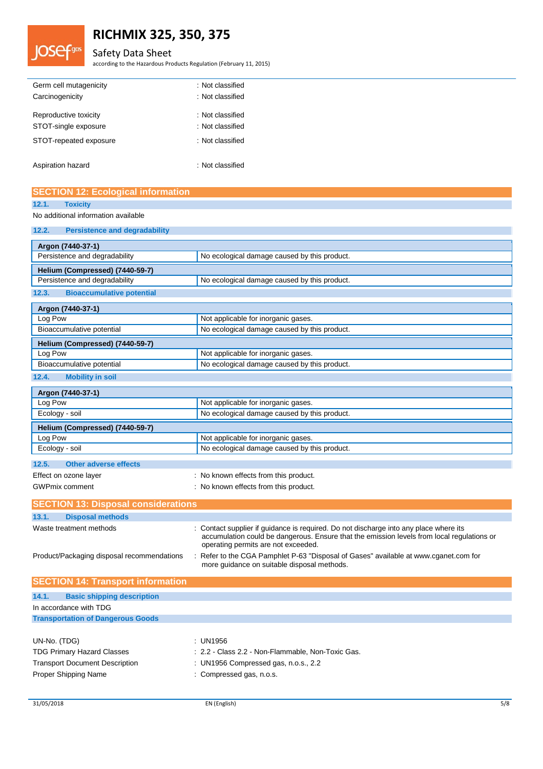Germ cell mutagenicity : Not classified

Carcinogenicity : Not classified

Reproductive toxicity : Not classified

STOT-single exposure : Not classified

STOT-repeated exposure : Not classified

Aspiration hazard : Not classified

## SECTION 12: Ecological information

### 12.1. Toxicity

No additional information available

### 12.2. Persistence and degradability

| Argon (7440-37-1) | |
|---|---|
| Persistence and degradability | No ecological damage caused by this product. |
| **Helium (Compressed) (7440-59-7)** | |
| Persistence and degradability | No ecological damage caused by this product. |

### 12.3. Bioaccumulative potential

| Argon (7440-37-1) | |
|---|---|
| Log Pow | Not applicable for inorganic gases. |
| Bioaccumulative potential | No ecological damage caused by this product. |
| **Helium (Compressed) (7440-59-7)** | |
| Log Pow | Not applicable for inorganic gases. |
| Bioaccumulative potential | No ecological damage caused by this product. |

### 12.4. Mobility in soil

| Argon (7440-37-1) | |
|---|---|
| Log Pow | Not applicable for inorganic gases. |
| Ecology - soil | No ecological damage caused by this product. |
| **Helium (Compressed) (7440-59-7)** | |
| Log Pow | Not applicable for inorganic gases. |
| Ecology - soil | No ecological damage caused by this product. |

### 12.5. Other adverse effects

Effect on ozone layer : No known effects from this product.

GWPmix comment : No known effects from this product.

## SECTION 13: Disposal considerations

### 13.1. Disposal methods

Waste treatment methods : Contact supplier if guidance is required. Do not discharge into any place where its accumulation could be dangerous. Ensure that the emission levels from local regulations or operating permits are not exceeded.

Product/Packaging disposal recommendations : Refer to the CGA Pamphlet P-63 "Disposal of Gases" available at www.cganet.com for more guidance on suitable disposal methods.

## SECTION 14: Transport information

### 14.1. Basic shipping description

In accordance with TDG

**Transportation of Dangerous Goods**

UN-No. (TDG) : UN1956

TDG Primary Hazard Classes : 2.2 - Class 2.2 - Non-Flammable, Non-Toxic Gas.

Transport Document Description : UN1956 Compressed gas, n.o.s., 2.2

Proper Shipping Name : Compressed gas, n.o.s.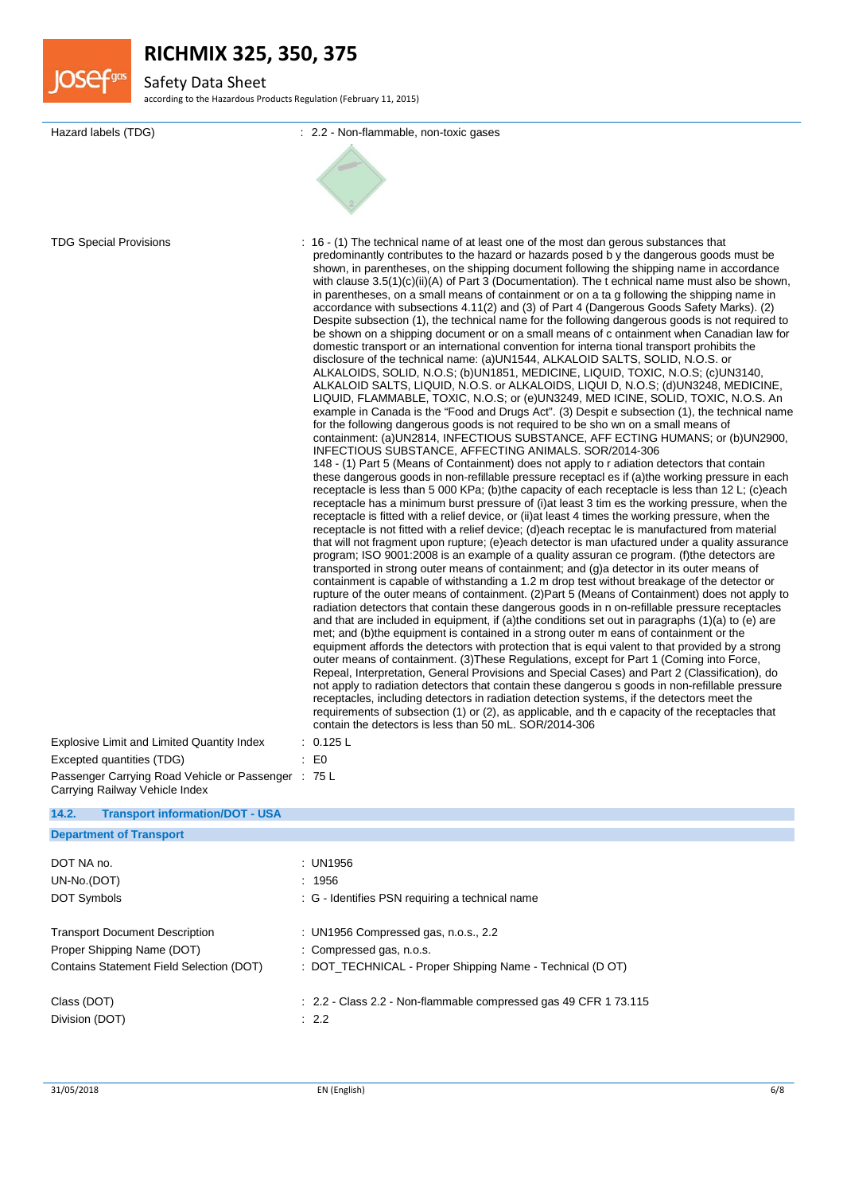Hazard labels (TDG) : 2.2 - Non-flammable, non-toxic gases

TDG Special Provisions : 16 - (1) The technical name of at least one of the most dan gerous substances that predominantly contributes to the hazard or hazards posed b y the dangerous goods must be shown, in parentheses, on the shipping document following the shipping name in accordance with clause 3.5(1)(c)(ii)(A) of Part 3 (Documentation). The t echnical name must also be shown, in parentheses, on a small means of containment or on a ta g following the shipping name in accordance with subsections 4.11(2) and (3) of Part 4 (Dangerous Goods Safety Marks). (2) Despite subsection (1), the technical name for the following dangerous goods is not required to be shown on a shipping document or on a small means of c ontainment when Canadian law for domestic transport or an international convention for interna tional transport prohibits the disclosure of the technical name: (a)UN1544, ALKALOID SALTS, SOLID, N.O.S. or ALKALOIDS, SOLID, N.O.S; (b)UN1851, MEDICINE, LIQUID, TOXIC, N.O.S; (c)UN3140, ALKALOID SALTS, LIQUID, N.O.S. or ALKALOIDS, LIQUI D, N.O.S; (d)UN3248, MEDICINE, LIQUID, FLAMMABLE, TOXIC, N.O.S; or (e)UN3249, MED ICINE, SOLID, TOXIC, N.O.S. An example in Canada is the "Food and Drugs Act". (3) Despit e subsection (1), the technical name for the following dangerous goods is not required to be sho wn on a small means of containment: (a)UN2814, INFECTIOUS SUBSTANCE, AFF ECTING HUMANS; or (b)UN2900, INFECTIOUS SUBSTANCE, AFFECTING ANIMALS. SOR/2014-306
148 - (1) Part 5 (Means of Containment) does not apply to r adiation detectors that contain these dangerous goods in non-refillable pressure receptacl es if (a)the working pressure in each receptacle is less than 5 000 KPa; (b)the capacity of each receptacle is less than 12 L; (c)each receptacle has a minimum burst pressure of (i)at least 3 tim es the working pressure, when the receptacle is fitted with a relief device, or (ii)at least 4 times the working pressure, when the receptacle is not fitted with a relief device; (d)each receptac le is manufactured from material that will not fragment upon rupture; (e)each detector is man ufactured under a quality assurance program; ISO 9001:2008 is an example of a quality assuran ce program. (f)the detectors are transported in strong outer means of containment; and (g)a detector in its outer means of containment is capable of withstanding a 1.2 m drop test without breakage of the detector or rupture of the outer means of containment. (2)Part 5 (Means of Containment) does not apply to radiation detectors that contain these dangerous goods in n on-refillable pressure receptacles and that are included in equipment, if (a)the conditions set out in paragraphs (1)(a) to (e) are met; and (b)the equipment is contained in a strong outer m eans of containment or the equipment affords the detectors with protection that is equi valent to that provided by a strong outer means of containment. (3)These Regulations, except for Part 1 (Coming into Force, Repeal, Interpretation, General Provisions and Special Cases) and Part 2 (Classification), do not apply to radiation detectors that contain these dangerou s goods in non-refillable pressure receptacles, including detectors in radiation detection systems, if the detectors meet the requirements of subsection (1) or (2), as applicable, and th e capacity of the receptacles that contain the detectors is less than 50 mL. SOR/2014-306

Explosive Limit and Limited Quantity Index : 0.125 L

Excepted quantities (TDG) : E0

Passenger Carrying Road Vehicle or Passenger Carrying Railway Vehicle Index : 75 L

## 14.2. Transport information/DOT - USA

### Department of Transport

DOT NA no. : UN1956

UN-No.(DOT) : 1956

DOT Symbols : G - Identifies PSN requiring a technical name

Transport Document Description : UN1956 Compressed gas, n.o.s., 2.2

Proper Shipping Name (DOT) : Compressed gas, n.o.s.

Contains Statement Field Selection (DOT) : DOT_TECHNICAL - Proper Shipping Name - Technical (D OT)

Class (DOT) : 2.2 - Class 2.2 - Non-flammable compressed gas 49 CFR 1 73.115

Division (DOT) : 2.2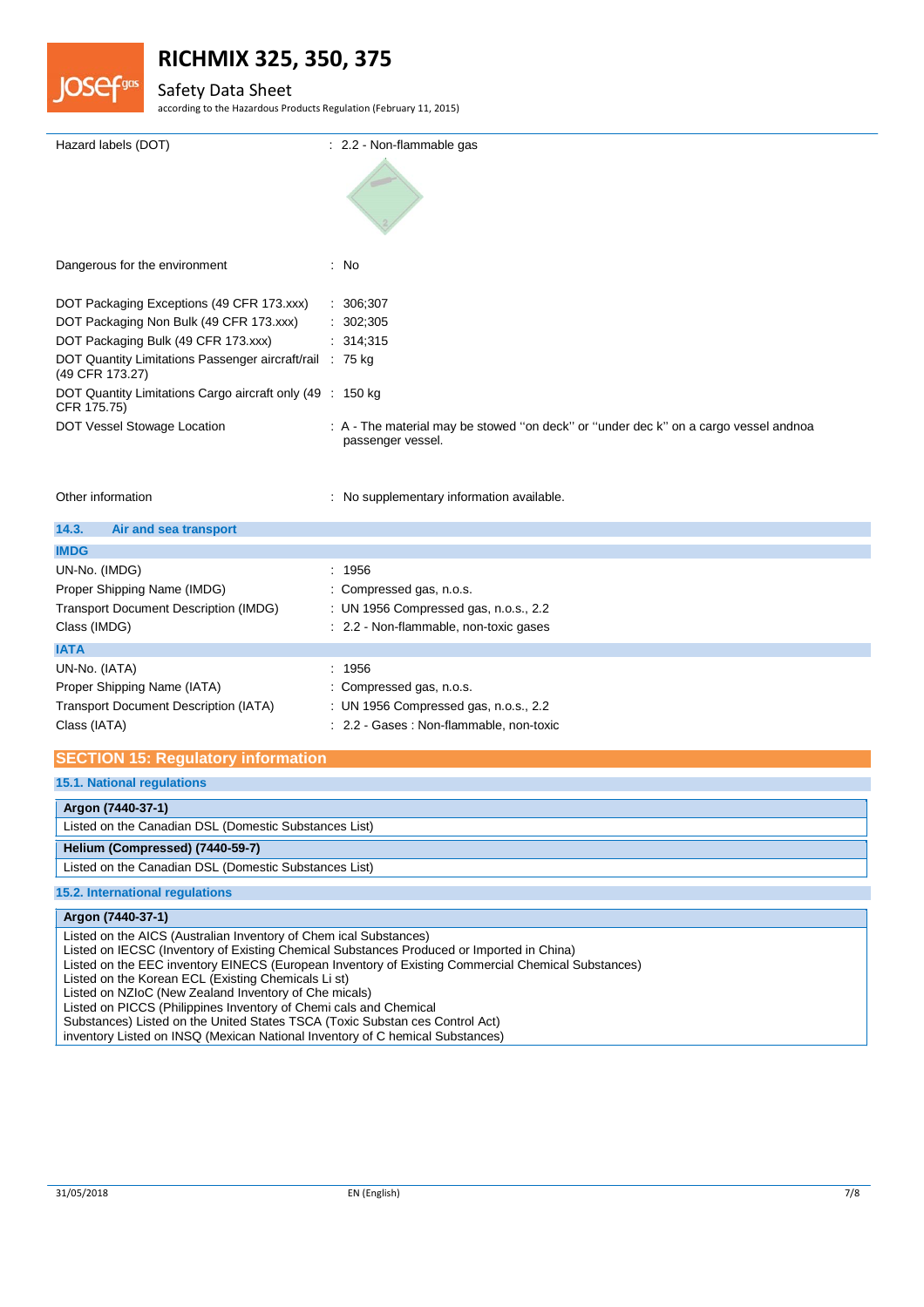Hazard labels (DOT) : 2.2 - Non-flammable gas

Dangerous for the environment : No

DOT Packaging Exceptions (49 CFR 173.xxx) : 306;307

DOT Packaging Non Bulk (49 CFR 173.xxx) : 302;305

DOT Packaging Bulk (49 CFR 173.xxx) : 314;315

DOT Quantity Limitations Passenger aircraft/rail (49 CFR 173.27) : 75 kg

DOT Quantity Limitations Cargo aircraft only (49 CFR 175.75) : 150 kg

DOT Vessel Stowage Location : A - The material may be stowed ''on deck'' or ''under dec k'' on a cargo vessel andnoa passenger vessel.

Other information : No supplementary information available.

### 14.3. Air and sea transport

**IMDG**

UN-No. (IMDG) : 1956

Proper Shipping Name (IMDG) : Compressed gas, n.o.s.

Transport Document Description (IMDG) : UN 1956 Compressed gas, n.o.s., 2.2

Class (IMDG) : 2.2 - Non-flammable, non-toxic gases

**IATA**

UN-No. (IATA) : 1956

Proper Shipping Name (IATA) : Compressed gas, n.o.s.

Transport Document Description (IATA) : UN 1956 Compressed gas, n.o.s., 2.2

Class (IATA) : 2.2 - Gases : Non-flammable, non-toxic

## SECTION 15: Regulatory information

### 15.1. National regulations

**Argon (7440-37-1)**

Listed on the Canadian DSL (Domestic Substances List)

**Helium (Compressed) (7440-59-7)**

Listed on the Canadian DSL (Domestic Substances List)

### 15.2. International regulations

**Argon (7440-37-1)**

Listed on the AICS (Australian Inventory of Chem ical Substances)
Listed on IECSC (Inventory of Existing Chemical Substances Produced or Imported in China)
Listed on the EEC inventory EINECS (European Inventory of Existing Commercial Chemical Substances)
Listed on the Korean ECL (Existing Chemicals Li st)
Listed on NZIoC (New Zealand Inventory of Che micals)
Listed on PICCS (Philippines Inventory of Chemi cals and Chemical
Substances) Listed on the United States TSCA (Toxic Substan ces Control Act)
inventory Listed on INSQ (Mexican National Inventory of C hemical Substances)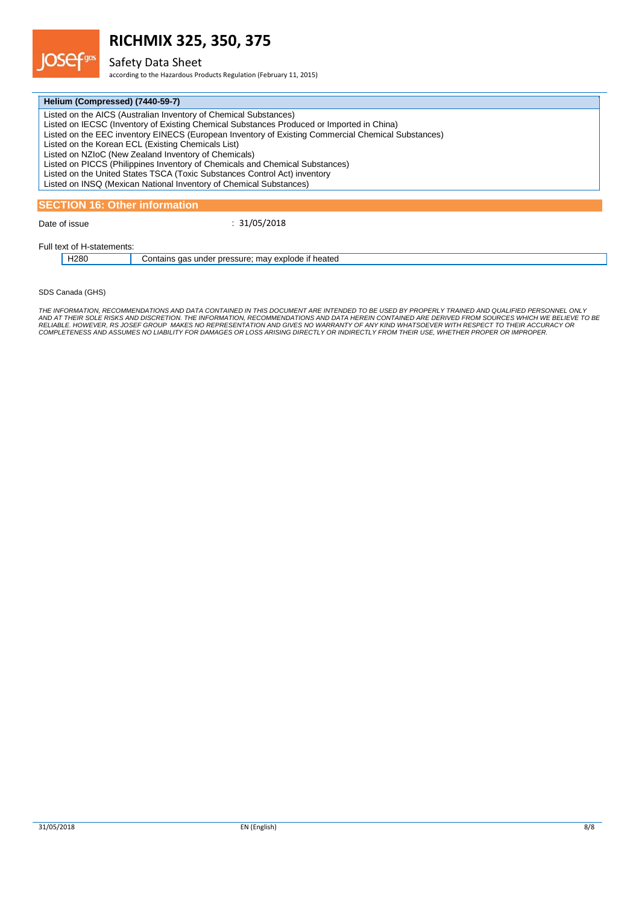| Helium (Compressed) (7440-59-7) |
| --- |
| Listed on the AICS (Australian Inventory of Chemical Substances)<br>Listed on IECSC (Inventory of Existing Chemical Substances Produced or Imported in China)<br>Listed on the EEC inventory EINECS (European Inventory of Existing Commercial Chemical Substances)<br>Listed on the Korean ECL (Existing Chemicals List)<br>Listed on NZIoC (New Zealand Inventory of Chemicals)<br>Listed on PICCS (Philippines Inventory of Chemicals and Chemical Substances)<br>Listed on the United States TSCA (Toxic Substances Control Act) inventory<br>Listed on INSQ (Mexican National Inventory of Chemical Substances) |

## SECTION 16: Other information

Date of issue : 31/05/2018

Full text of H-statements:

| | |
| --- | --- |
| H280 | Contains gas under pressure; may explode if heated |

SDS Canada (GHS)

*THE INFORMATION, RECOMMENDATIONS AND DATA CONTAINED IN THIS DOCUMENT ARE INTENDED TO BE USED BY PROPERLY TRAINED AND QUALIFIED PERSONNEL ONLY AND AT THEIR SOLE RISKS AND DISCRETION. THE INFORMATION, RECOMMENDATIONS AND DATA HEREIN CONTAINED ARE DERIVED FROM SOURCES WHICH WE BELIEVE TO BE RELIABLE. HOWEVER, RS JOSEF GROUP MAKES NO REPRESENTATION AND GIVES NO WARRANTY OF ANY KIND WHATSOEVER WITH RESPECT TO THEIR ACCURACY OR COMPLETENESS AND ASSUMES NO LIABILITY FOR DAMAGES OR LOSS ARISING DIRECTLY OR INDIRECTLY FROM THEIR USE, WHETHER PROPER OR IMPROPER.*